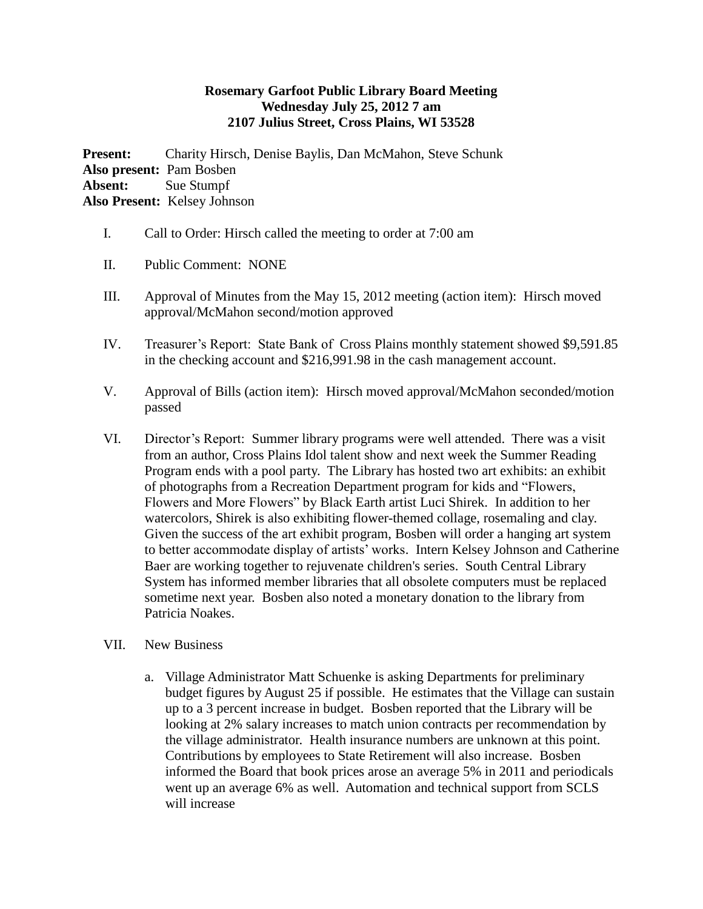**Rosemary Garfoot Public Library Board Meeting**
**Wednesday July 25, 2012 7 am**
**2107 Julius Street, Cross Plains, WI 53528**

**Present:** Charity Hirsch, Denise Baylis, Dan McMahon, Steve Schunk
**Also present:** Pam Bosben
**Absent:** Sue Stumpf
**Also Present:** Kelsey Johnson

I. Call to Order: Hirsch called the meeting to order at 7:00 am

II. Public Comment: NONE

III. Approval of Minutes from the May 15, 2012 meeting (action item): Hirsch moved approval/McMahon second/motion approved

IV. Treasurer's Report: State Bank of Cross Plains monthly statement showed $9,591.85 in the checking account and $216,991.98 in the cash management account.

V. Approval of Bills (action item): Hirsch moved approval/McMahon seconded/motion passed

VI. Director's Report: Summer library programs were well attended. There was a visit from an author, Cross Plains Idol talent show and next week the Summer Reading Program ends with a pool party. The Library has hosted two art exhibits: an exhibit of photographs from a Recreation Department program for kids and "Flowers, Flowers and More Flowers" by Black Earth artist Luci Shirek. In addition to her watercolors, Shirek is also exhibiting flower-themed collage, rosemaling and clay. Given the success of the art exhibit program, Bosben will order a hanging art system to better accommodate display of artists' works. Intern Kelsey Johnson and Catherine Baer are working together to rejuvenate children's series. South Central Library System has informed member libraries that all obsolete computers must be replaced sometime next year. Bosben also noted a monetary donation to the library from Patricia Noakes.

VII. New Business

a. Village Administrator Matt Schuenke is asking Departments for preliminary budget figures by August 25 if possible. He estimates that the Village can sustain up to a 3 percent increase in budget. Bosben reported that the Library will be looking at 2% salary increases to match union contracts per recommendation by the village administrator. Health insurance numbers are unknown at this point. Contributions by employees to State Retirement will also increase. Bosben informed the Board that book prices arose an average 5% in 2011 and periodicals went up an average 6% as well. Automation and technical support from SCLS will increase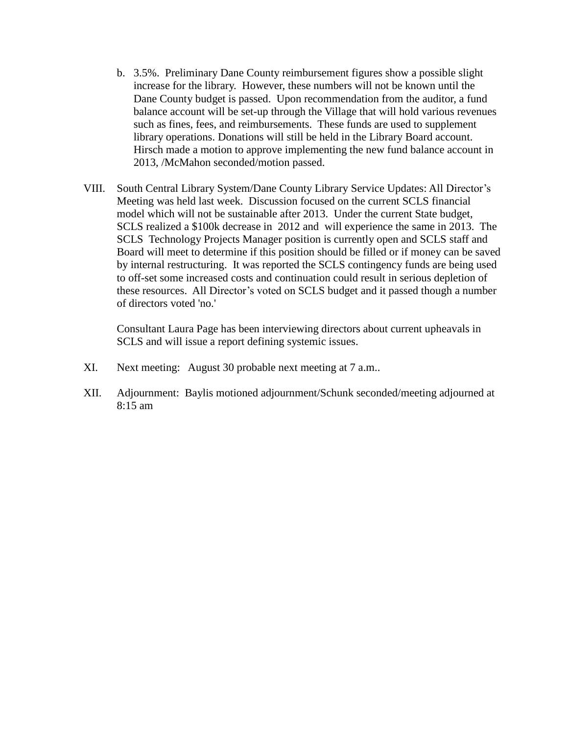b. 3.5%. Preliminary Dane County reimbursement figures show a possible slight increase for the library. However, these numbers will not be known until the Dane County budget is passed. Upon recommendation from the auditor, a fund balance account will be set-up through the Village that will hold various revenues such as fines, fees, and reimbursements. These funds are used to supplement library operations. Donations will still be held in the Library Board account. Hirsch made a motion to approve implementing the new fund balance account in 2013, /McMahon seconded/motion passed.

VIII. South Central Library System/Dane County Library Service Updates: All Director's Meeting was held last week. Discussion focused on the current SCLS financial model which will not be sustainable after 2013. Under the current State budget, SCLS realized a $100k decrease in 2012 and will experience the same in 2013. The SCLS Technology Projects Manager position is currently open and SCLS staff and Board will meet to determine if this position should be filled or if money can be saved by internal restructuring. It was reported the SCLS contingency funds are being used to off-set some increased costs and continuation could result in serious depletion of these resources. All Director's voted on SCLS budget and it passed though a number of directors voted 'no.'

Consultant Laura Page has been interviewing directors about current upheavals in SCLS and will issue a report defining systemic issues.

XI. Next meeting: August 30 probable next meeting at 7 a.m..

XII. Adjournment: Baylis motioned adjournment/Schunk seconded/meeting adjourned at 8:15 am